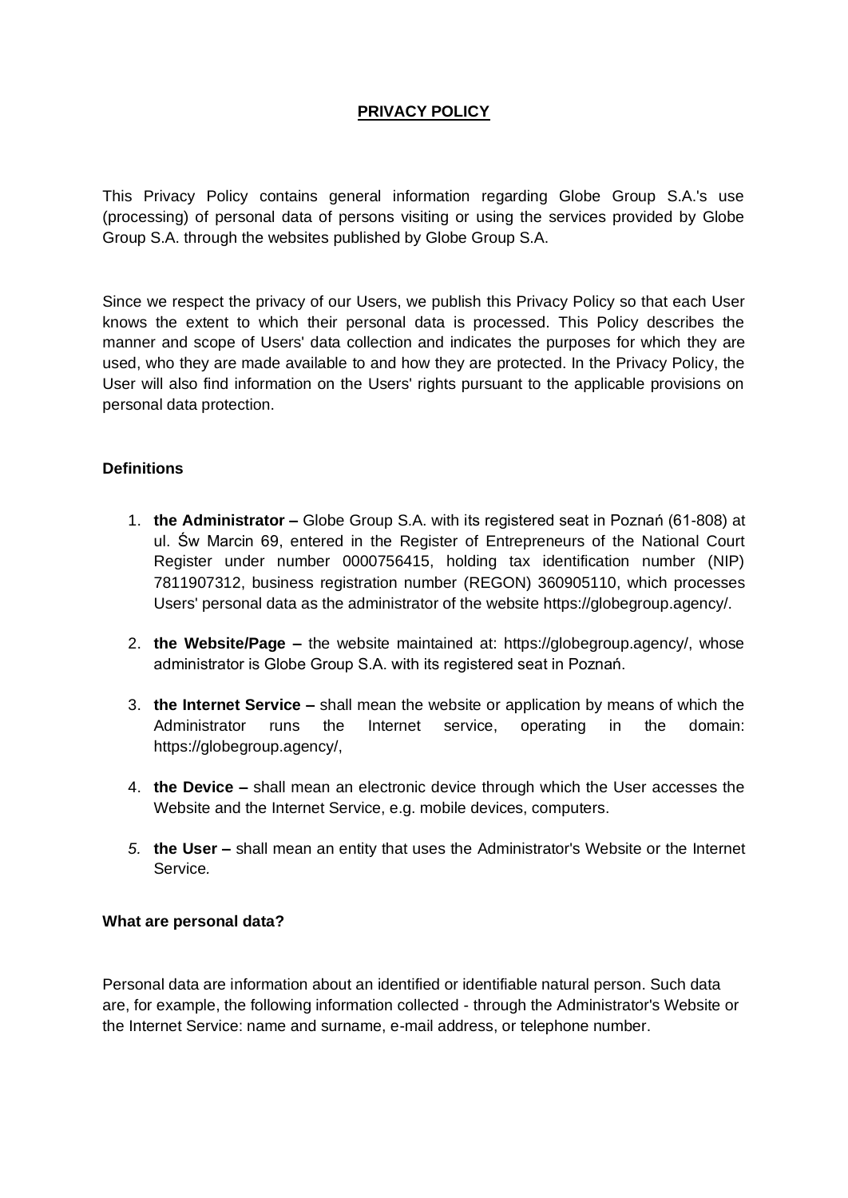# PRIVACY POLICY

This Privacy Policy contains general information regarding Globe Group S.A.'s use (processing) of personal data of persons visiting or using the services provided by Globe Group S.A. through the websites published by Globe Group S.A.

Since we respect the privacy of our Users, we publish this Privacy Policy so that each User knows the extent to which their personal data is processed. This Policy describes the manner and scope of Users' data collection and indicates the purposes for which they are used, who they are made available to and how they are protected. In the Privacy Policy, the User will also find information on the Users' rights pursuant to the applicable provisions on personal data protection.

**Definitions**

1. **the Administrator –** Globe Group S.A. with its registered seat in Poznań (61-808) at ul. Św Marcin 69, entered in the Register of Entrepreneurs of the National Court Register under number 0000756415, holding tax identification number (NIP) 7811907312, business registration number (REGON) 360905110, which processes Users' personal data as the administrator of the website https://globegroup.agency/.
2. **the Website/Page –** the website maintained at: https://globegroup.agency/, whose administrator is Globe Group S.A. with its registered seat in Poznań.
3. **the Internet Service –** shall mean the website or application by means of which the Administrator runs the Internet service, operating in the domain: https://globegroup.agency/,
4. **the Device –** shall mean an electronic device through which the User accesses the Website and the Internet Service, e.g. mobile devices, computers.
5. **the User –** shall mean an entity that uses the Administrator's Website or the Internet Service.

**What are personal data?**

Personal data are information about an identified or identifiable natural person. Such data are, for example, the following information collected - through the Administrator's Website or the Internet Service: name and surname, e-mail address, or telephone number.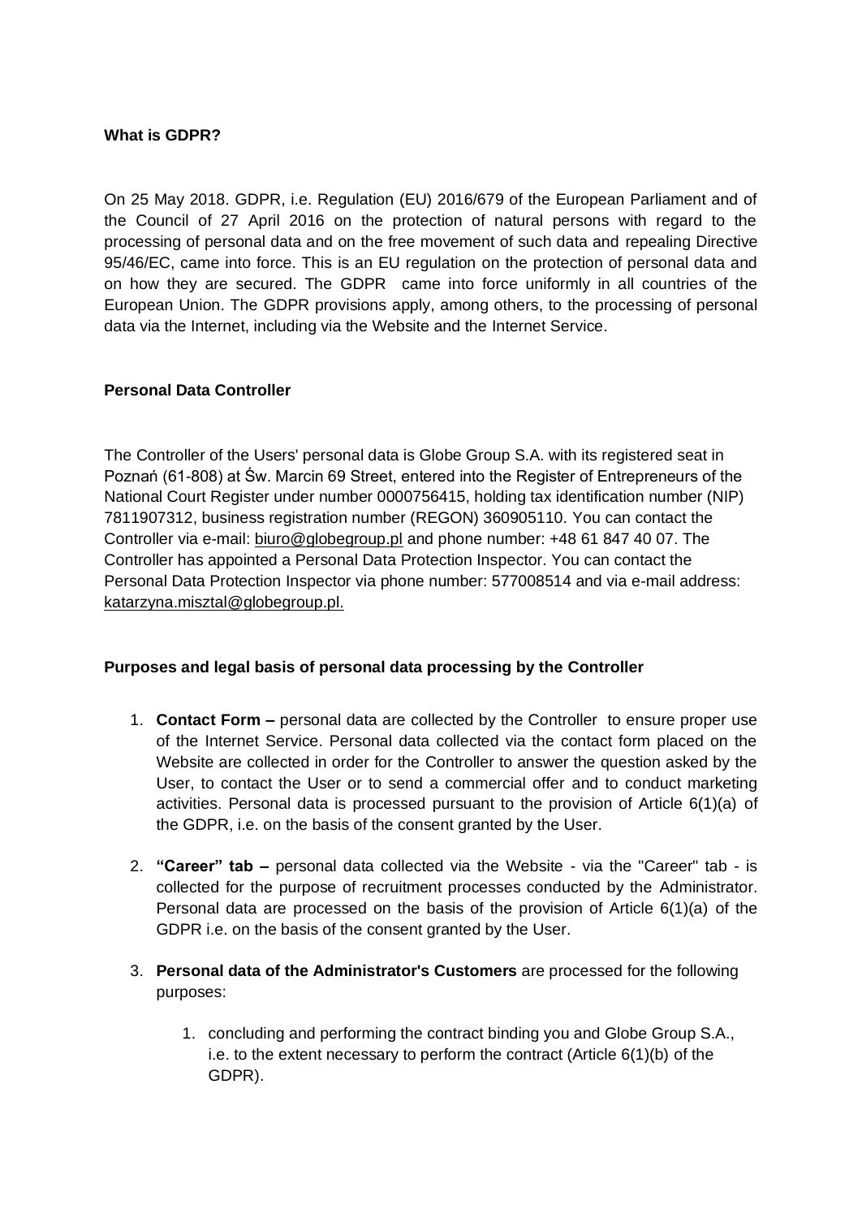**What is GDPR?**

On 25 May 2018. GDPR, i.e. Regulation (EU) 2016/679 of the European Parliament and of the Council of 27 April 2016 on the protection of natural persons with regard to the processing of personal data and on the free movement of such data and repealing Directive 95/46/EC, came into force. This is an EU regulation on the protection of personal data and on how they are secured. The GDPR came into force uniformly in all countries of the European Union. The GDPR provisions apply, among others, to the processing of personal data via the Internet, including via the Website and the Internet Service.

**Personal Data Controller**

The Controller of the Users' personal data is Globe Group S.A. with its registered seat in Poznań (61-808) at Św. Marcin 69 Street, entered into the Register of Entrepreneurs of the National Court Register under number 0000756415, holding tax identification number (NIP) 7811907312, business registration number (REGON) 360905110. You can contact the Controller via e-mail: biuro@globegroup.pl and phone number: +48 61 847 40 07. The Controller has appointed a Personal Data Protection Inspector. You can contact the Personal Data Protection Inspector via phone number: 577008514 and via e-mail address: katarzyna.misztal@globegroup.pl.

**Purposes and legal basis of personal data processing by the Controller**

1. **Contact Form –** personal data are collected by the Controller to ensure proper use of the Internet Service. Personal data collected via the contact form placed on the Website are collected in order for the Controller to answer the question asked by the User, to contact the User or to send a commercial offer and to conduct marketing activities. Personal data is processed pursuant to the provision of Article 6(1)(a) of the GDPR, i.e. on the basis of the consent granted by the User.

2. **"Career" tab –** personal data collected via the Website - via the "Career" tab - is collected for the purpose of recruitment processes conducted by the Administrator. Personal data are processed on the basis of the provision of Article 6(1)(a) of the GDPR i.e. on the basis of the consent granted by the User.

3. **Personal data of the Administrator's Customers** are processed for the following purposes:

    1. concluding and performing the contract binding you and Globe Group S.A., i.e. to the extent necessary to perform the contract (Article 6(1)(b) of the GDPR).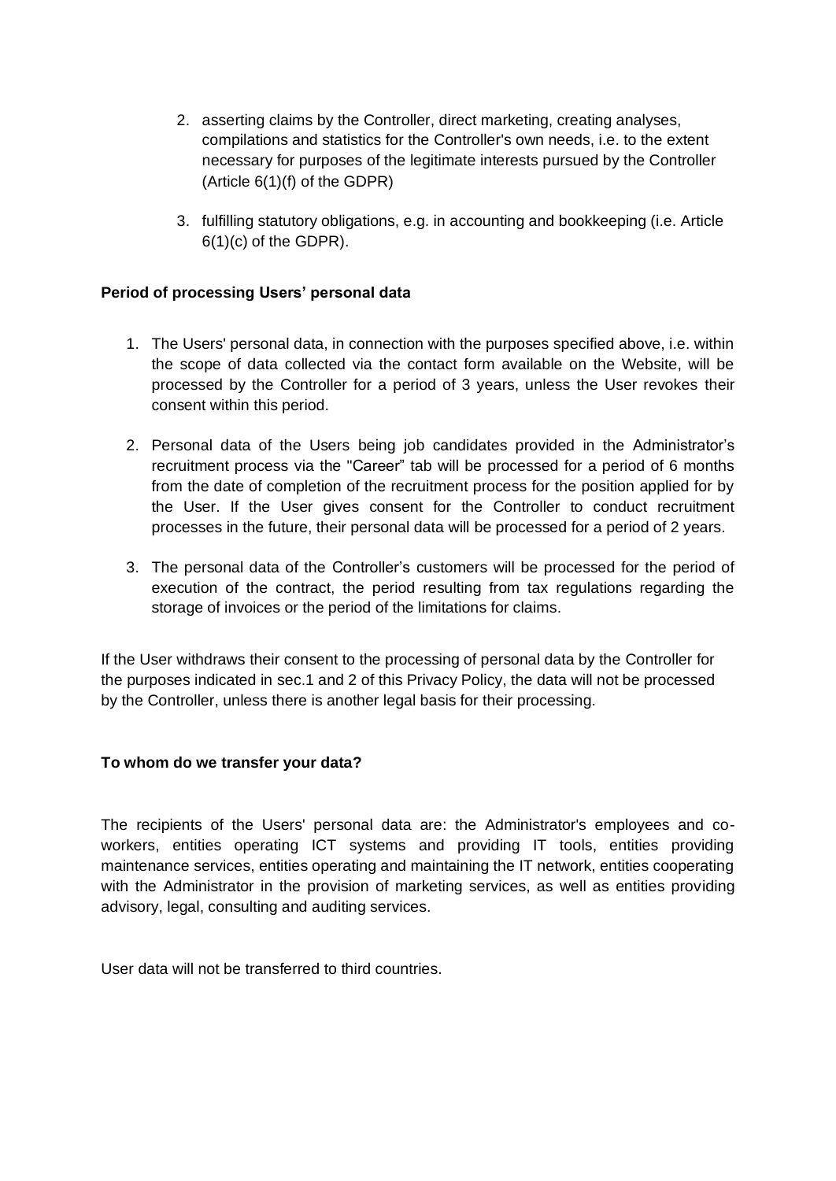2. asserting claims by the Controller, direct marketing, creating analyses, compilations and statistics for the Controller's own needs, i.e. to the extent necessary for purposes of the legitimate interests pursued by the Controller (Article 6(1)(f) of the GDPR)
3. fulfilling statutory obligations, e.g. in accounting and bookkeeping (i.e. Article 6(1)(c) of the GDPR).

**Period of processing Users' personal data**

1. The Users' personal data, in connection with the purposes specified above, i.e. within the scope of data collected via the contact form available on the Website, will be processed by the Controller for a period of 3 years, unless the User revokes their consent within this period.
2. Personal data of the Users being job candidates provided in the Administrator's recruitment process via the "Career" tab will be processed for a period of 6 months from the date of completion of the recruitment process for the position applied for by the User. If the User gives consent for the Controller to conduct recruitment processes in the future, their personal data will be processed for a period of 2 years.
3. The personal data of the Controller's customers will be processed for the period of execution of the contract, the period resulting from tax regulations regarding the storage of invoices or the period of the limitations for claims.

If the User withdraws their consent to the processing of personal data by the Controller for the purposes indicated in sec.1 and 2 of this Privacy Policy, the data will not be processed by the Controller, unless there is another legal basis for their processing.

**To whom do we transfer your data?**

The recipients of the Users' personal data are: the Administrator's employees and co-workers, entities operating ICT systems and providing IT tools, entities providing maintenance services, entities operating and maintaining the IT network, entities cooperating with the Administrator in the provision of marketing services, as well as entities providing advisory, legal, consulting and auditing services.

User data will not be transferred to third countries.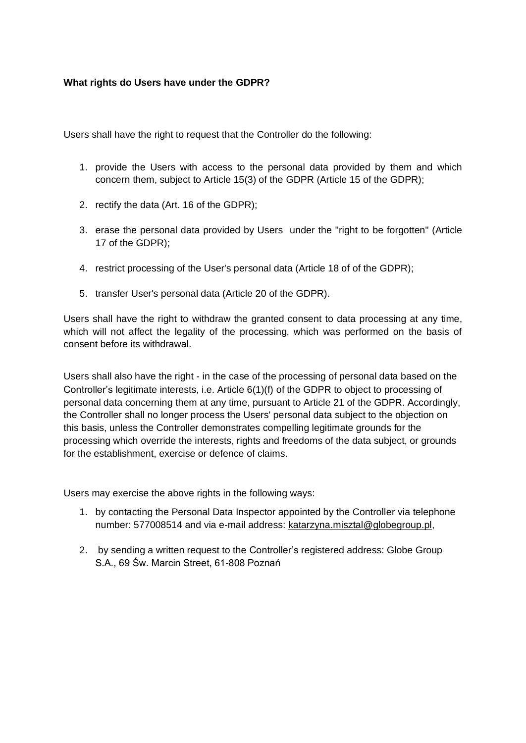**What rights do Users have under the GDPR?**

Users shall have the right to request that the Controller do the following:

1. provide the Users with access to the personal data provided by them and which concern them, subject to Article 15(3) of the GDPR (Article 15 of the GDPR);
2. rectify the data (Art. 16 of the GDPR);
3. erase the personal data provided by Users under the "right to be forgotten" (Article 17 of the GDPR);
4. restrict processing of the User's personal data (Article 18 of of the GDPR);
5. transfer User's personal data (Article 20 of the GDPR).

Users shall have the right to withdraw the granted consent to data processing at any time, which will not affect the legality of the processing, which was performed on the basis of consent before its withdrawal.

Users shall also have the right - in the case of the processing of personal data based on the Controller's legitimate interests, i.e. Article 6(1)(f) of the GDPR to object to processing of personal data concerning them at any time, pursuant to Article 21 of the GDPR. Accordingly, the Controller shall no longer process the Users' personal data subject to the objection on this basis, unless the Controller demonstrates compelling legitimate grounds for the processing which override the interests, rights and freedoms of the data subject, or grounds for the establishment, exercise or defence of claims.

Users may exercise the above rights in the following ways:

1. by contacting the Personal Data Inspector appointed by the Controller via telephone number: 577008514 and via e-mail address: katarzyna.misztal@globegroup.pl,
2. by sending a written request to the Controller's registered address: Globe Group S.A., 69 Św. Marcin Street, 61-808 Poznań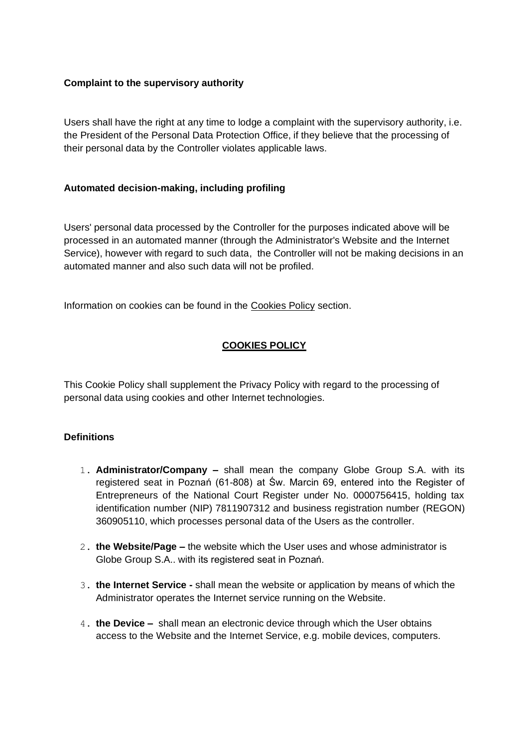**Complaint to the supervisory authority**

Users shall have the right at any time to lodge a complaint with the supervisory authority, i.e. the President of the Personal Data Protection Office, if they believe that the processing of their personal data by the Controller violates applicable laws.

**Automated decision-making, including profiling**

Users' personal data processed by the Controller for the purposes indicated above will be processed in an automated manner (through the Administrator's Website and the Internet Service), however with regard to such data, the Controller will not be making decisions in an automated manner and also such data will not be profiled.

Information on cookies can be found in the Cookies Policy section.

## COOKIES POLICY

This Cookie Policy shall supplement the Privacy Policy with regard to the processing of personal data using cookies and other Internet technologies.

**Definitions**

1. **Administrator/Company –** shall mean the company Globe Group S.A. with its registered seat in Poznań (61-808) at Św. Marcin 69, entered into the Register of Entrepreneurs of the National Court Register under No. 0000756415, holding tax identification number (NIP) 7811907312 and business registration number (REGON) 360905110, which processes personal data of the Users as the controller.
2. **the Website/Page –** the website which the User uses and whose administrator is Globe Group S.A.. with its registered seat in Poznań.
3. **the Internet Service -** shall mean the website or application by means of which the Administrator operates the Internet service running on the Website.
4. **the Device –** shall mean an electronic device through which the User obtains access to the Website and the Internet Service, e.g. mobile devices, computers.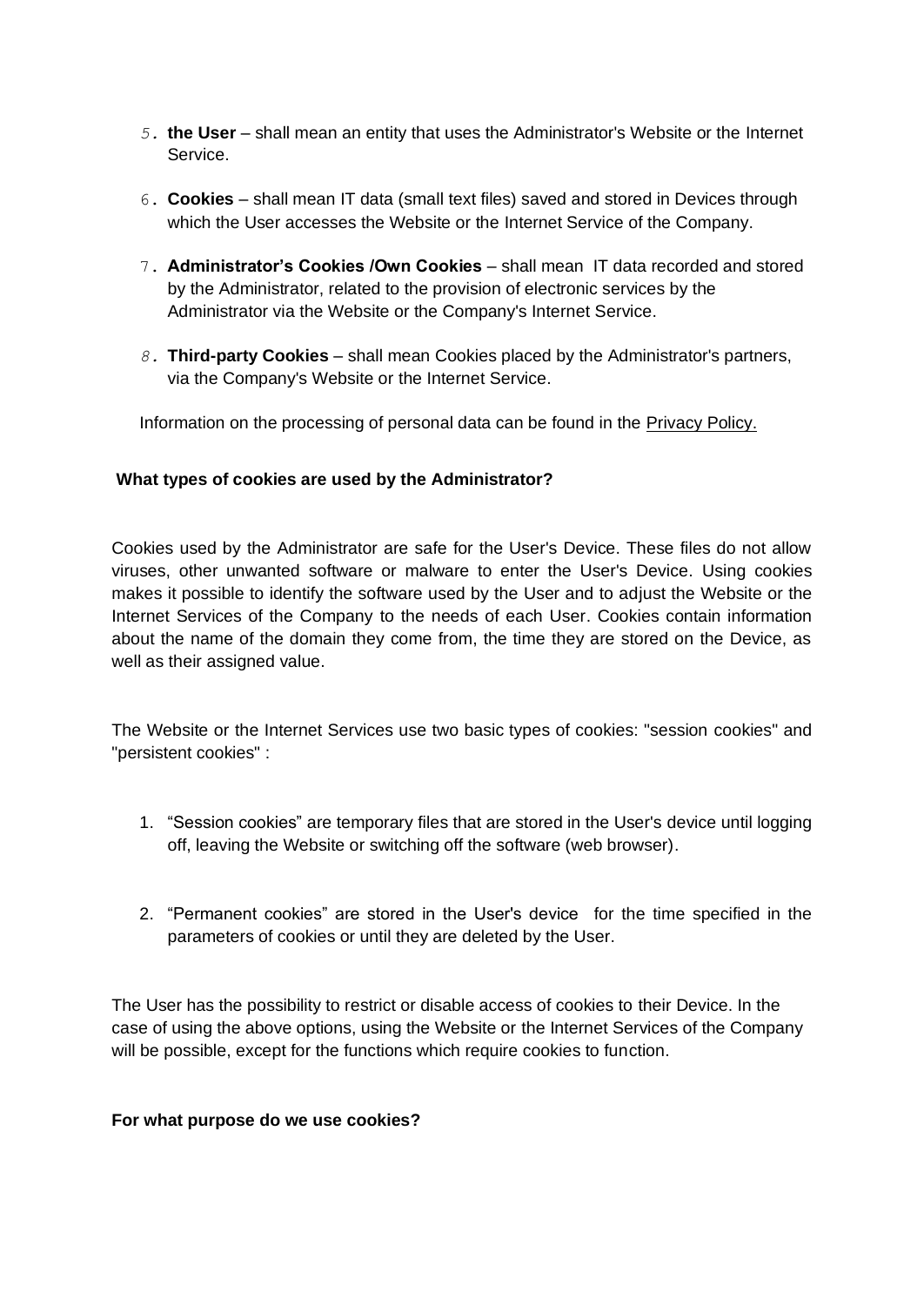5. **the User** – shall mean an entity that uses the Administrator's Website or the Internet Service.

6. **Cookies** – shall mean IT data (small text files) saved and stored in Devices through which the User accesses the Website or the Internet Service of the Company.

7. **Administrator's Cookies /Own Cookies** – shall mean IT data recorded and stored by the Administrator, related to the provision of electronic services by the Administrator via the Website or the Company's Internet Service.

8. **Third-party Cookies** – shall mean Cookies placed by the Administrator's partners, via the Company's Website or the Internet Service.

Information on the processing of personal data can be found in the Privacy Policy.

**What types of cookies are used by the Administrator?**

Cookies used by the Administrator are safe for the User's Device. These files do not allow viruses, other unwanted software or malware to enter the User's Device. Using cookies makes it possible to identify the software used by the User and to adjust the Website or the Internet Services of the Company to the needs of each User. Cookies contain information about the name of the domain they come from, the time they are stored on the Device, as well as their assigned value.

The Website or the Internet Services use two basic types of cookies: "session cookies" and "persistent cookies" :

1. "Session cookies" are temporary files that are stored in the User's device until logging off, leaving the Website or switching off the software (web browser).

2. "Permanent cookies" are stored in the User's device for the time specified in the parameters of cookies or until they are deleted by the User.

The User has the possibility to restrict or disable access of cookies to their Device. In the case of using the above options, using the Website or the Internet Services of the Company will be possible, except for the functions which require cookies to function.

**For what purpose do we use cookies?**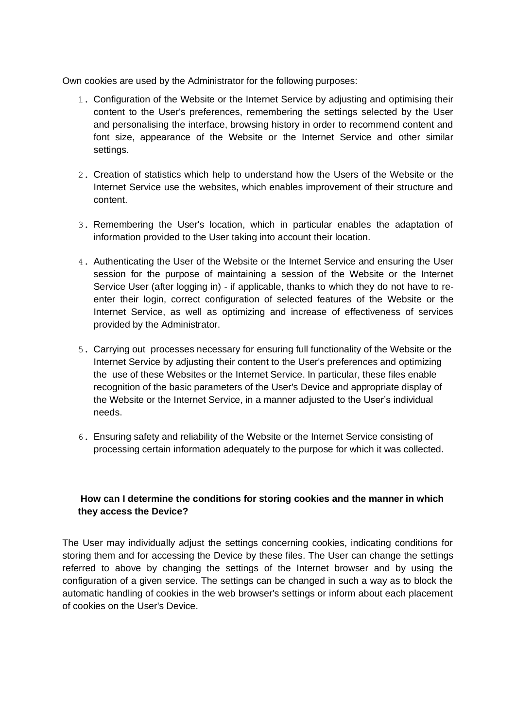Own cookies are used by the Administrator for the following purposes:

1. Configuration of the Website or the Internet Service by adjusting and optimising their content to the User's preferences, remembering the settings selected by the User and personalising the interface, browsing history in order to recommend content and font size, appearance of the Website or the Internet Service and other similar settings.

2. Creation of statistics which help to understand how the Users of the Website or the Internet Service use the websites, which enables improvement of their structure and content.

3. Remembering the User's location, which in particular enables the adaptation of information provided to the User taking into account their location.

4. Authenticating the User of the Website or the Internet Service and ensuring the User session for the purpose of maintaining a session of the Website or the Internet Service User (after logging in) - if applicable, thanks to which they do not have to re-enter their login, correct configuration of selected features of the Website or the Internet Service, as well as optimizing and increase of effectiveness of services provided by the Administrator.

5. Carrying out processes necessary for ensuring full functionality of the Website or the Internet Service by adjusting their content to the User's preferences and optimizing the use of these Websites or the Internet Service. In particular, these files enable recognition of the basic parameters of the User's Device and appropriate display of the Website or the Internet Service, in a manner adjusted to the User's individual needs.

6. Ensuring safety and reliability of the Website or the Internet Service consisting of processing certain information adequately to the purpose for which it was collected.

**How can I determine the conditions for storing cookies and the manner in which they access the Device?**

The User may individually adjust the settings concerning cookies, indicating conditions for storing them and for accessing the Device by these files. The User can change the settings referred to above by changing the settings of the Internet browser and by using the configuration of a given service. The settings can be changed in such a way as to block the automatic handling of cookies in the web browser's settings or inform about each placement of cookies on the User's Device.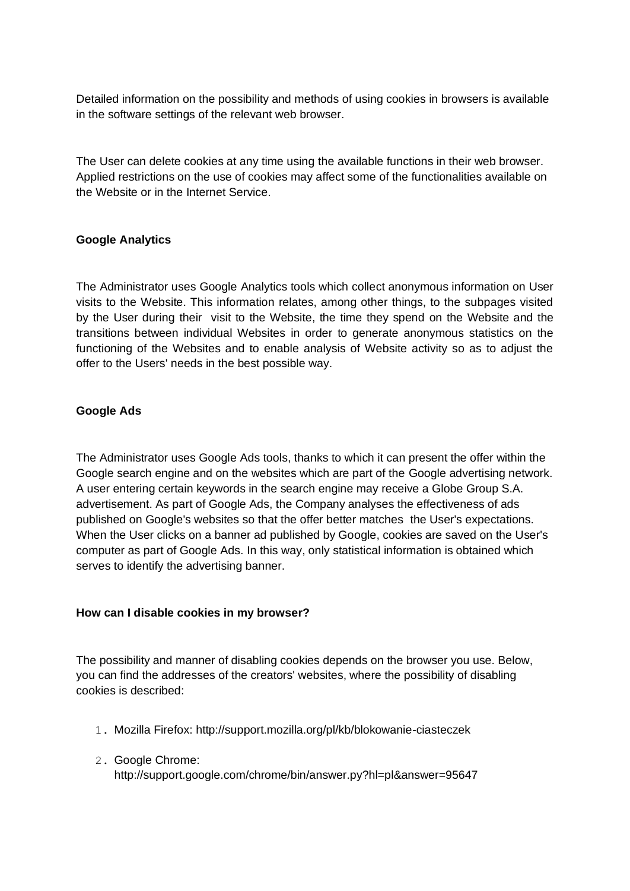Detailed information on the possibility and methods of using cookies in browsers is available in the software settings of the relevant web browser.

The User can delete cookies at any time using the available functions in their web browser. Applied restrictions on the use of cookies may affect some of the functionalities available on the Website or in the Internet Service.

**Google Analytics**

The Administrator uses Google Analytics tools which collect anonymous information on User visits to the Website. This information relates, among other things, to the subpages visited by the User during their visit to the Website, the time they spend on the Website and the transitions between individual Websites in order to generate anonymous statistics on the functioning of the Websites and to enable analysis of Website activity so as to adjust the offer to the Users' needs in the best possible way.

**Google Ads**

The Administrator uses Google Ads tools, thanks to which it can present the offer within the Google search engine and on the websites which are part of the Google advertising network. A user entering certain keywords in the search engine may receive a Globe Group S.A. advertisement. As part of Google Ads, the Company analyses the effectiveness of ads published on Google's websites so that the offer better matches the User's expectations. When the User clicks on a banner ad published by Google, cookies are saved on the User's computer as part of Google Ads. In this way, only statistical information is obtained which serves to identify the advertising banner.

**How can I disable cookies in my browser?**

The possibility and manner of disabling cookies depends on the browser you use. Below, you can find the addresses of the creators' websites, where the possibility of disabling cookies is described:

1. Mozilla Firefox: http://support.mozilla.org/pl/kb/blokowanie-ciasteczek
2. Google Chrome: http://support.google.com/chrome/bin/answer.py?hl=pl&answer=95647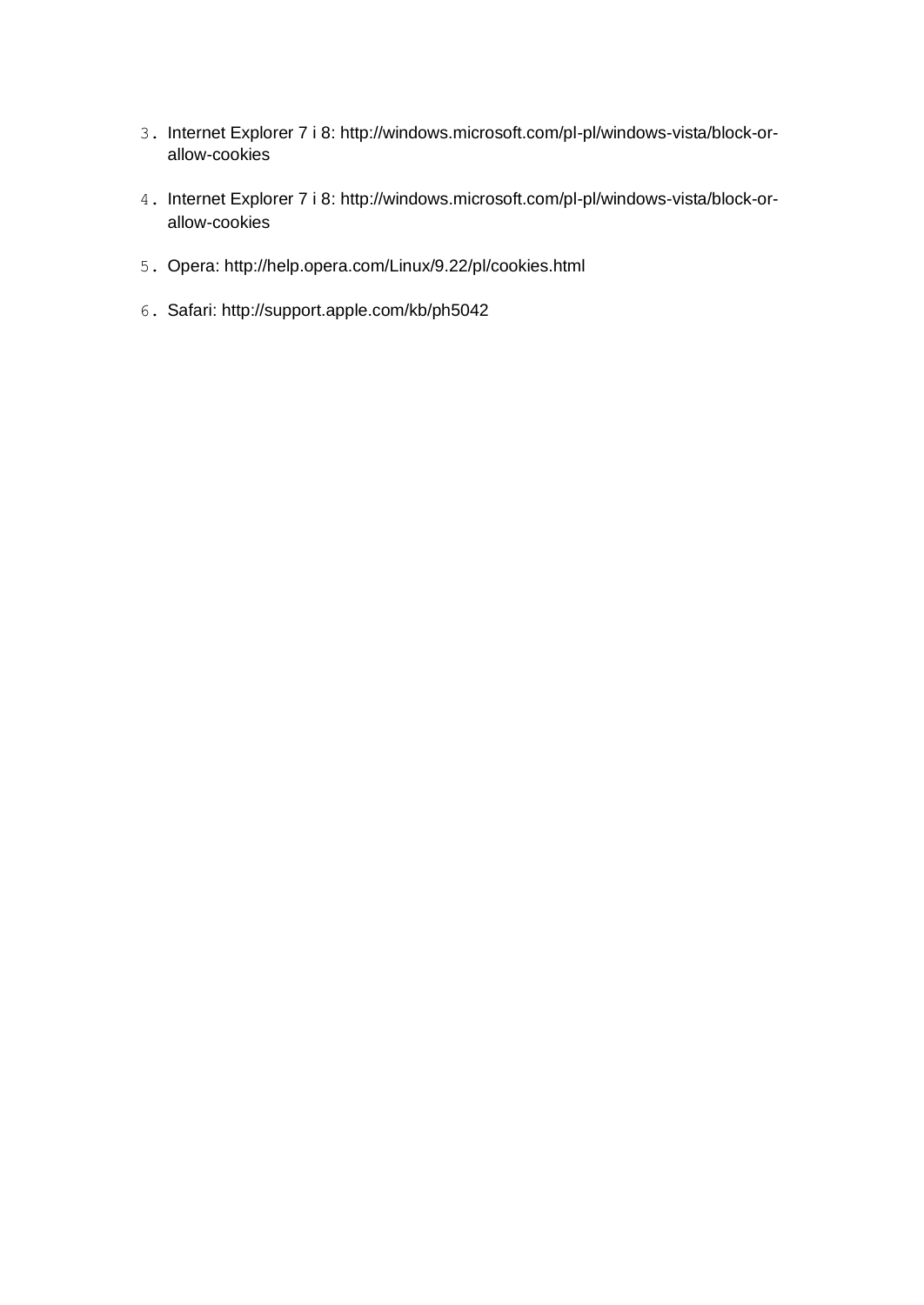3. Internet Explorer 7 i 8: http://windows.microsoft.com/pl-pl/windows-vista/block-or-allow-cookies
4. Internet Explorer 7 i 8: http://windows.microsoft.com/pl-pl/windows-vista/block-or-allow-cookies
5. Opera: http://help.opera.com/Linux/9.22/pl/cookies.html
6. Safari: http://support.apple.com/kb/ph5042